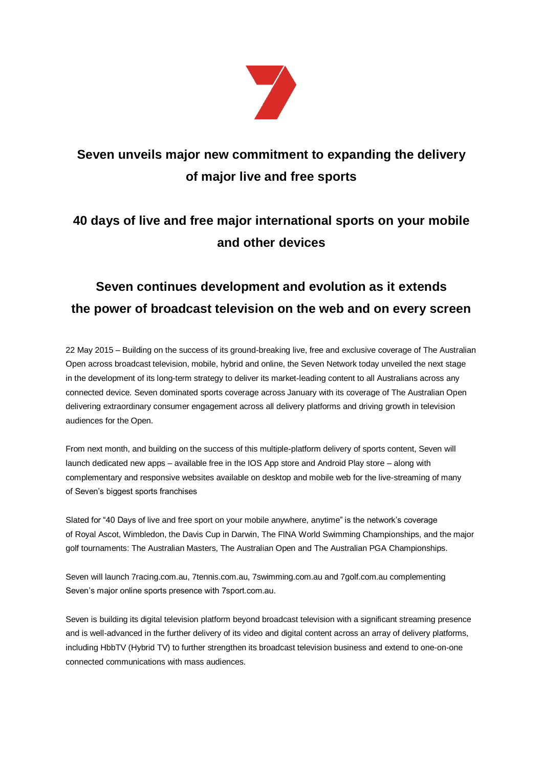# Seven unveils major new commitment to expanding the delivery of major live and free sports

## 40 days of live and free major international sports on your mobile and other devices

## Seven continues development and evolution as it extends the power of broadcast television on the web and on every screen

22 May 2015 – Building on the success of its ground-breaking live, free and exclusive coverage of The Australian Open across broadcast television, mobile, hybrid and online, the Seven Network today unveiled the next stage in the development of its long-term strategy to deliver its market-leading content to all Australians across any connected device. Seven dominated sports coverage across January with its coverage of The Australian Open delivering extraordinary consumer engagement across all delivery platforms and driving growth in television audiences for the Open.

From next month, and building on the success of this multiple-platform delivery of sports content, Seven will launch dedicated new apps – available free in the IOS App store and Android Play store – along with complementary and responsive websites available on desktop and mobile web for the live-streaming of many of Seven's biggest sports franchises

Slated for "40 Days of live and free sport on your mobile anywhere, anytime" is the network's coverage of Royal Ascot, Wimbledon, the Davis Cup in Darwin, The FINA World Swimming Championships, and the major golf tournaments: The Australian Masters, The Australian Open and The Australian PGA Championships.

Seven will launch 7racing.com.au, 7tennis.com.au, 7swimming.com.au and 7golf.com.au complementing Seven's major online sports presence with 7sport.com.au.

Seven is building its digital television platform beyond broadcast television with a significant streaming presence and is well-advanced in the further delivery of its video and digital content across an array of delivery platforms, including HbbTV (Hybrid TV) to further strengthen its broadcast television business and extend to one-on-one connected communications with mass audiences.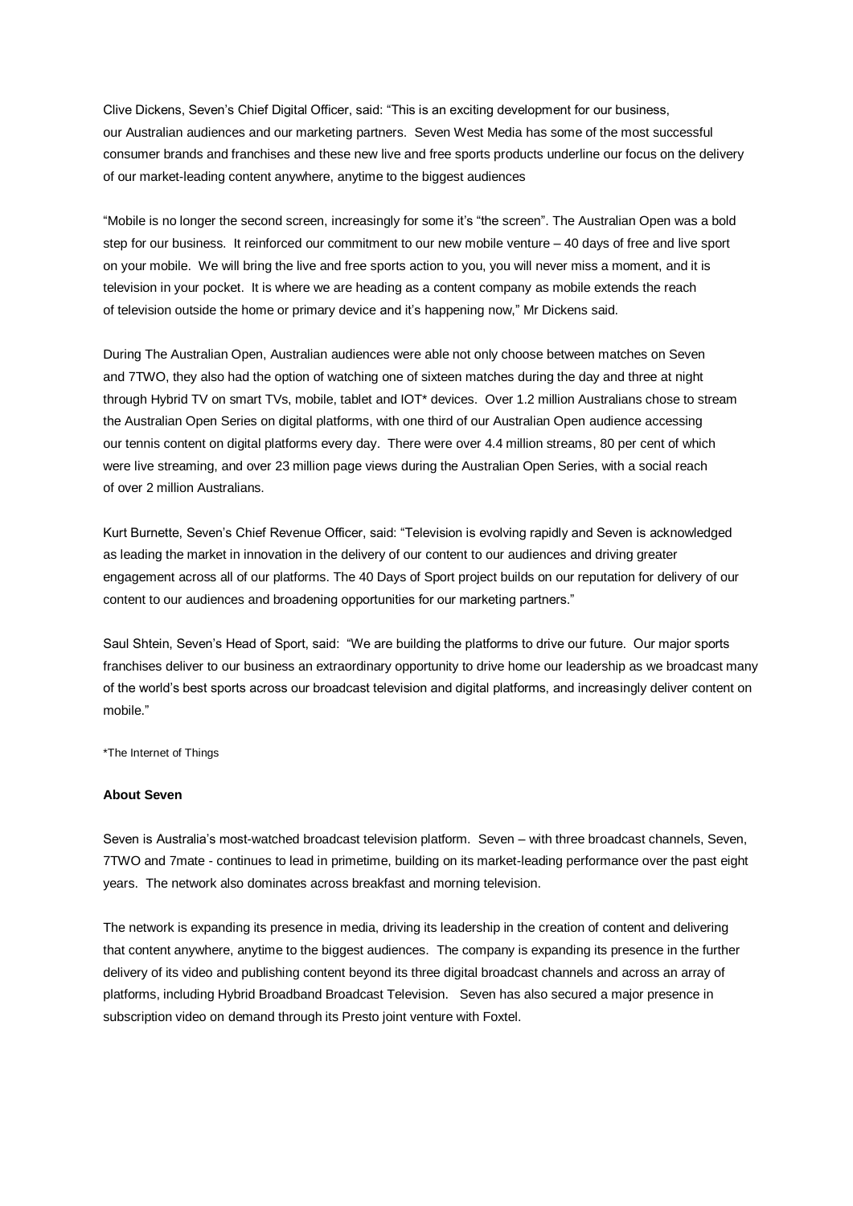Clive Dickens, Seven's Chief Digital Officer, said: "This is an exciting development for our business, our Australian audiences and our marketing partners. Seven West Media has some of the most successful consumer brands and franchises and these new live and free sports products underline our focus on the delivery of our market-leading content anywhere, anytime to the biggest audiences

"Mobile is no longer the second screen, increasingly for some it's "the screen". The Australian Open was a bold step for our business. It reinforced our commitment to our new mobile venture – 40 days of free and live sport on your mobile. We will bring the live and free sports action to you, you will never miss a moment, and it is television in your pocket. It is where we are heading as a content company as mobile extends the reach of television outside the home or primary device and it's happening now," Mr Dickens said.

During The Australian Open, Australian audiences were able not only choose between matches on Seven and 7TWO, they also had the option of watching one of sixteen matches during the day and three at night through Hybrid TV on smart TVs, mobile, tablet and IOT* devices. Over 1.2 million Australians chose to stream the Australian Open Series on digital platforms, with one third of our Australian Open audience accessing our tennis content on digital platforms every day. There were over 4.4 million streams, 80 per cent of which were live streaming, and over 23 million page views during the Australian Open Series, with a social reach of over 2 million Australians.

Kurt Burnette, Seven's Chief Revenue Officer, said: "Television is evolving rapidly and Seven is acknowledged as leading the market in innovation in the delivery of our content to our audiences and driving greater engagement across all of our platforms. The 40 Days of Sport project builds on our reputation for delivery of our content to our audiences and broadening opportunities for our marketing partners."

Saul Shtein, Seven's Head of Sport, said: "We are building the platforms to drive our future. Our major sports franchises deliver to our business an extraordinary opportunity to drive home our leadership as we broadcast many of the world's best sports across our broadcast television and digital platforms, and increasingly deliver content on mobile."

*The Internet of Things

**About Seven**

Seven is Australia's most-watched broadcast television platform. Seven – with three broadcast channels, Seven, 7TWO and 7mate - continues to lead in primetime, building on its market-leading performance over the past eight years. The network also dominates across breakfast and morning television.

The network is expanding its presence in media, driving its leadership in the creation of content and delivering that content anywhere, anytime to the biggest audiences. The company is expanding its presence in the further delivery of its video and publishing content beyond its three digital broadcast channels and across an array of platforms, including Hybrid Broadband Broadcast Television. Seven has also secured a major presence in subscription video on demand through its Presto joint venture with Foxtel.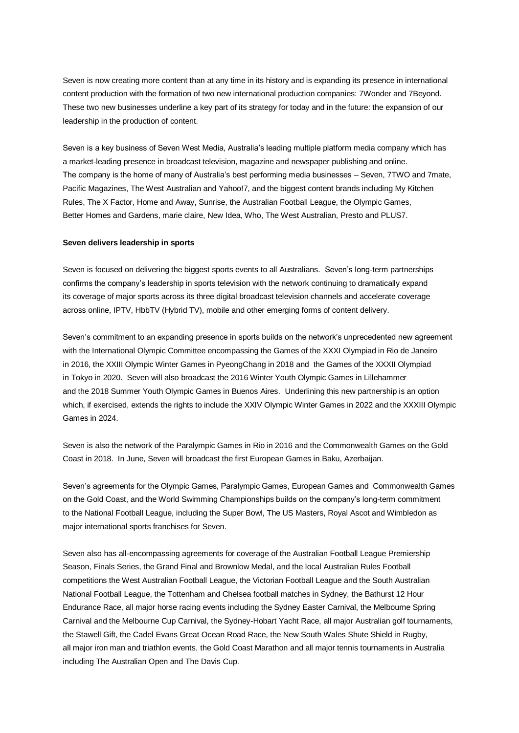Seven is now creating more content than at any time in its history and is expanding its presence in international content production with the formation of two new international production companies: 7Wonder and 7Beyond. These two new businesses underline a key part of its strategy for today and in the future: the expansion of our leadership in the production of content.

Seven is a key business of Seven West Media, Australia's leading multiple platform media company which has a market-leading presence in broadcast television, magazine and newspaper publishing and online. The company is the home of many of Australia's best performing media businesses – Seven, 7TWO and 7mate, Pacific Magazines, The West Australian and Yahoo!7, and the biggest content brands including My Kitchen Rules, The X Factor, Home and Away, Sunrise, the Australian Football League, the Olympic Games, Better Homes and Gardens, marie claire, New Idea, Who, The West Australian, Presto and PLUS7.

**Seven delivers leadership in sports**

Seven is focused on delivering the biggest sports events to all Australians. Seven's long-term partnerships confirms the company's leadership in sports television with the network continuing to dramatically expand its coverage of major sports across its three digital broadcast television channels and accelerate coverage across online, IPTV, HbbTV (Hybrid TV), mobile and other emerging forms of content delivery.

Seven's commitment to an expanding presence in sports builds on the network's unprecedented new agreement with the International Olympic Committee encompassing the Games of the XXXI Olympiad in Rio de Janeiro in 2016, the XXIII Olympic Winter Games in PyeongChang in 2018 and the Games of the XXXII Olympiad in Tokyo in 2020. Seven will also broadcast the 2016 Winter Youth Olympic Games in Lillehammer and the 2018 Summer Youth Olympic Games in Buenos Aires. Underlining this new partnership is an option which, if exercised, extends the rights to include the XXIV Olympic Winter Games in 2022 and the XXXIII Olympic Games in 2024.

Seven is also the network of the Paralympic Games in Rio in 2016 and the Commonwealth Games on the Gold Coast in 2018. In June, Seven will broadcast the first European Games in Baku, Azerbaijan.

Seven's agreements for the Olympic Games, Paralympic Games, European Games and Commonwealth Games on the Gold Coast, and the World Swimming Championships builds on the company's long-term commitment to the National Football League, including the Super Bowl, The US Masters, Royal Ascot and Wimbledon as major international sports franchises for Seven.

Seven also has all-encompassing agreements for coverage of the Australian Football League Premiership Season, Finals Series, the Grand Final and Brownlow Medal, and the local Australian Rules Football competitions the West Australian Football League, the Victorian Football League and the South Australian National Football League, the Tottenham and Chelsea football matches in Sydney, the Bathurst 12 Hour Endurance Race, all major horse racing events including the Sydney Easter Carnival, the Melbourne Spring Carnival and the Melbourne Cup Carnival, the Sydney-Hobart Yacht Race, all major Australian golf tournaments, the Stawell Gift, the Cadel Evans Great Ocean Road Race, the New South Wales Shute Shield in Rugby, all major iron man and triathlon events, the Gold Coast Marathon and all major tennis tournaments in Australia including The Australian Open and The Davis Cup.